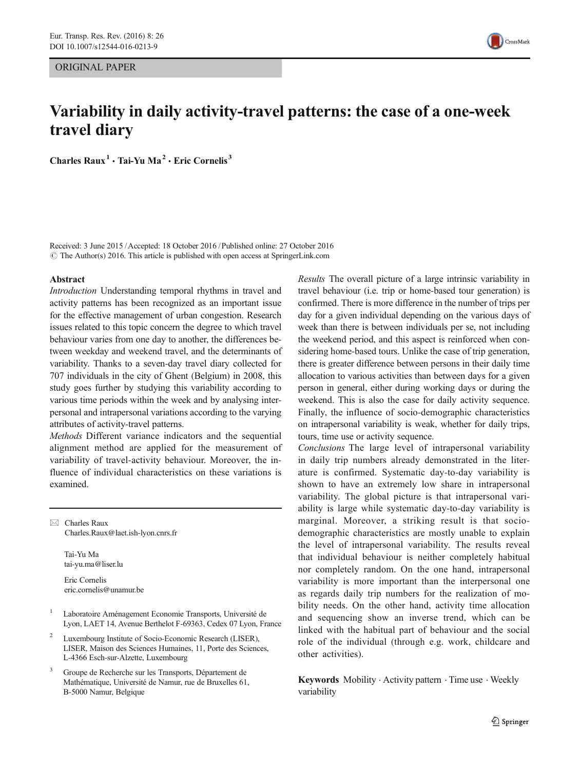ORIGINAL PAPER

# Variability in daily activity-travel patterns: the case of a one-week travel diary

**Charles Raux [1] · Tai-Yu Ma [2] · Eric Cornelis [3]**

Received: 3 June 2015 / Accepted: 18 October 2016 / Published online: 27 October 2016
© The Author(s) 2016. This article is published with open access at SpringerLink.com

## Abstract

*Introduction* Understanding temporal rhythms in travel and activity patterns has been recognized as an important issue for the effective management of urban congestion. Research issues related to this topic concern the degree to which travel behaviour varies from one day to another, the differences between weekday and weekend travel, and the determinants of variability. Thanks to a seven-day travel diary collected for 707 individuals in the city of Ghent (Belgium) in 2008, this study goes further by studying this variability according to various time periods within the week and by analysing interpersonal and intrapersonal variations according to the varying attributes of activity-travel patterns.

*Methods* Different variance indicators and the sequential alignment method are applied for the measurement of variability of travel-activity behaviour. Moreover, the influence of individual characteristics on these variations is examined.

*Results* The overall picture of a large intrinsic variability in travel behaviour (i.e. trip or home-based tour generation) is confirmed. There is more difference in the number of trips per day for a given individual depending on the various days of week than there is between individuals per se, not including the weekend period, and this aspect is reinforced when considering home-based tours. Unlike the case of trip generation, there is greater difference between persons in their daily time allocation to various activities than between days for a given person in general, either during working days or during the weekend. This is also the case for daily activity sequence. Finally, the influence of socio-demographic characteristics on intrapersonal variability is weak, whether for daily trips, tours, time use or activity sequence.

*Conclusions* The large level of intrapersonal variability in daily trip numbers already demonstrated in the literature is confirmed. Systematic day-to-day variability is shown to have an extremely low share in intrapersonal variability. The global picture is that intrapersonal variability is large while systematic day-to-day variability is marginal. Moreover, a striking result is that socio-demographic characteristics are mostly unable to explain the level of intrapersonal variability. The results reveal that individual behaviour is neither completely habitual nor completely random. On the one hand, intrapersonal variability is more important than the interpersonal one as regards daily trip numbers for the realization of mobility needs. On the other hand, activity time allocation and sequencing show an inverse trend, which can be linked with the habitual part of behaviour and the social role of the individual (through e.g. work, childcare and other activities).

**Keywords** Mobility · Activity pattern · Time use · Weekly variability

---

✉ Charles Raux
Charles.Raux@laet.ish-lyon.cnrs.fr

Tai-Yu Ma
tai-yu.ma@liser.lu

Eric Cornelis
eric.cornelis@unamur.be

[1] Laboratoire Aménagement Economie Transports, Université de Lyon, LAET 14, Avenue Berthelot F-69363, Cedex 07 Lyon, France

[2] Luxembourg Institute of Socio-Economic Research (LISER), LISER, Maison des Sciences Humaines, 11, Porte des Sciences, L-4366 Esch-sur-Alzette, Luxembourg

[3] Groupe de Recherche sur les Transports, Département de Mathématique, Université de Namur, rue de Bruxelles 61, B-5000 Namur, Belgique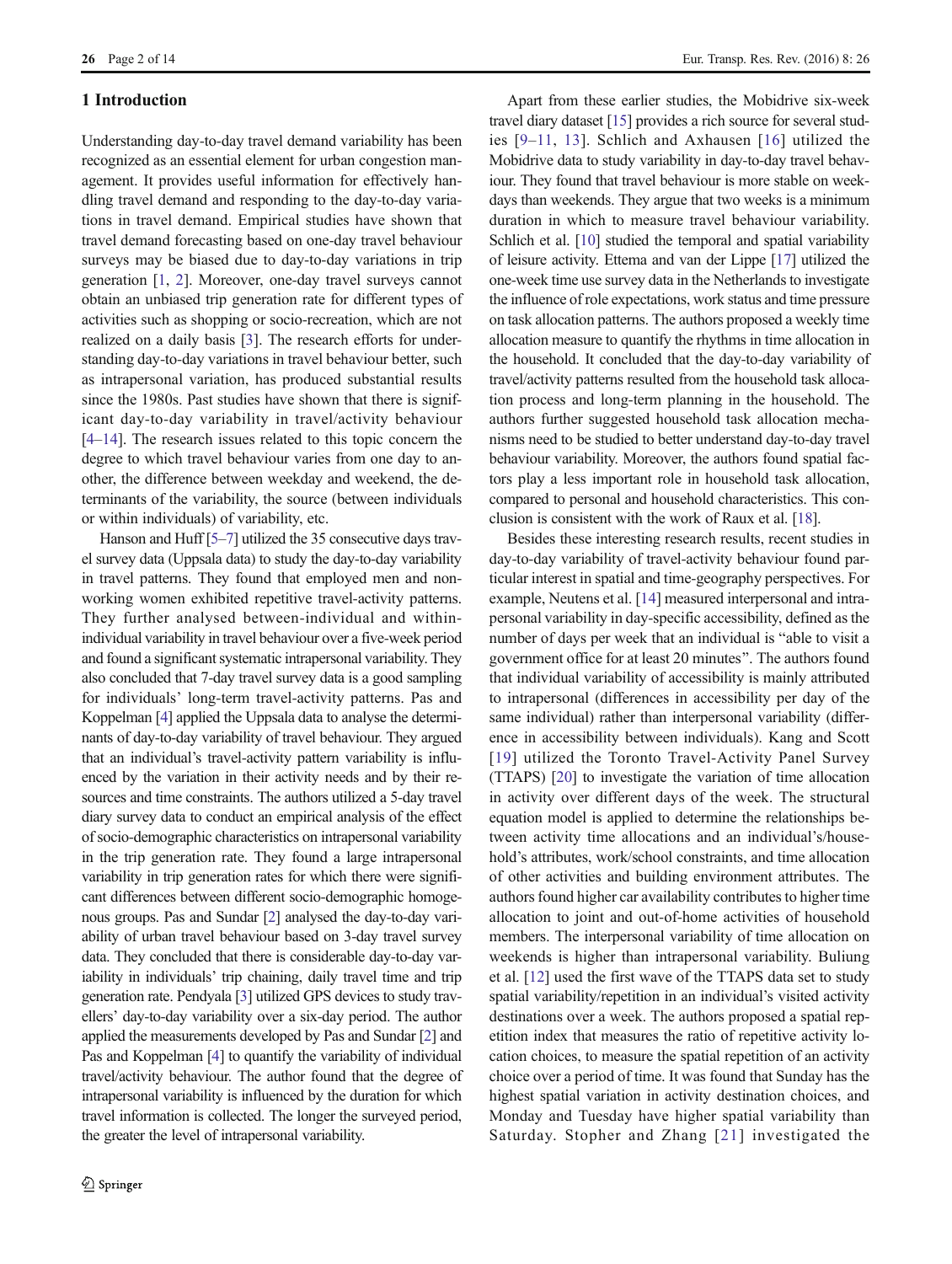## 1 Introduction

Understanding day-to-day travel demand variability has been recognized as an essential element for urban congestion management. It provides useful information for effectively handling travel demand and responding to the day-to-day variations in travel demand. Empirical studies have shown that travel demand forecasting based on one-day travel behaviour surveys may be biased due to day-to-day variations in trip generation [1, 2]. Moreover, one-day travel surveys cannot obtain an unbiased trip generation rate for different types of activities such as shopping or socio-recreation, which are not realized on a daily basis [3]. The research efforts for understanding day-to-day variations in travel behaviour better, such as intrapersonal variation, has produced substantial results since the 1980s. Past studies have shown that there is significant day-to-day variability in travel/activity behaviour [4–14]. The research issues related to this topic concern the degree to which travel behaviour varies from one day to another, the difference between weekday and weekend, the determinants of the variability, the source (between individuals or within individuals) of variability, etc.

Hanson and Huff [5–7] utilized the 35 consecutive days travel survey data (Uppsala data) to study the day-to-day variability in travel patterns. They found that employed men and non-working women exhibited repetitive travel-activity patterns. They further analysed between-individual and within-individual variability in travel behaviour over a five-week period and found a significant systematic intrapersonal variability. They also concluded that 7-day travel survey data is a good sampling for individuals' long-term travel-activity patterns. Pas and Koppelman [4] applied the Uppsala data to analyse the determinants of day-to-day variability of travel behaviour. They argued that an individual's travel-activity pattern variability is influenced by the variation in their activity needs and by their resources and time constraints. The authors utilized a 5-day travel diary survey data to conduct an empirical analysis of the effect of socio-demographic characteristics on intrapersonal variability in the trip generation rate. They found a large intrapersonal variability in trip generation rates for which there were significant differences between different socio-demographic homogenous groups. Pas and Sundar [2] analysed the day-to-day variability of urban travel behaviour based on 3-day travel survey data. They concluded that there is considerable day-to-day variability in individuals' trip chaining, daily travel time and trip generation rate. Pendyala [3] utilized GPS devices to study travellers' day-to-day variability over a six-day period. The author applied the measurements developed by Pas and Sundar [2] and Pas and Koppelman [4] to quantify the variability of individual travel/activity behaviour. The author found that the degree of intrapersonal variability is influenced by the duration for which travel information is collected. The longer the surveyed period, the greater the level of intrapersonal variability.

Apart from these earlier studies, the Mobidrive six-week travel diary dataset [15] provides a rich source for several studies [9–11, 13]. Schlich and Axhausen [16] utilized the Mobidrive data to study variability in day-to-day travel behaviour. They found that travel behaviour is more stable on weekdays than weekends. They argue that two weeks is a minimum duration in which to measure travel behaviour variability. Schlich et al. [10] studied the temporal and spatial variability of leisure activity. Ettema and van der Lippe [17] utilized the one-week time use survey data in the Netherlands to investigate the influence of role expectations, work status and time pressure on task allocation patterns. The authors proposed a weekly time allocation measure to quantify the rhythms in time allocation in the household. It concluded that the day-to-day variability of travel/activity patterns resulted from the household task allocation process and long-term planning in the household. The authors further suggested household task allocation mechanisms need to be studied to better understand day-to-day travel behaviour variability. Moreover, the authors found spatial factors play a less important role in household task allocation, compared to personal and household characteristics. This conclusion is consistent with the work of Raux et al. [18].

Besides these interesting research results, recent studies in day-to-day variability of travel-activity behaviour found particular interest in spatial and time-geography perspectives. For example, Neutens et al. [14] measured interpersonal and intrapersonal variability in day-specific accessibility, defined as the number of days per week that an individual is "able to visit a government office for at least 20 minutes". The authors found that individual variability of accessibility is mainly attributed to intrapersonal (differences in accessibility per day of the same individual) rather than interpersonal variability (difference in accessibility between individuals). Kang and Scott [19] utilized the Toronto Travel-Activity Panel Survey (TTAPS) [20] to investigate the variation of time allocation in activity over different days of the week. The structural equation model is applied to determine the relationships between activity time allocations and an individual's/household's attributes, work/school constraints, and time allocation of other activities and building environment attributes. The authors found higher car availability contributes to higher time allocation to joint and out-of-home activities of household members. The interpersonal variability of time allocation on weekends is higher than intrapersonal variability. Buliung et al. [12] used the first wave of the TTAPS data set to study spatial variability/repetition in an individual's visited activity destinations over a week. The authors proposed a spatial repetition index that measures the ratio of repetitive activity location choices, to measure the spatial repetition of an activity choice over a period of time. It was found that Sunday has the highest spatial variation in activity destination choices, and Monday and Tuesday have higher spatial variability than Saturday. Stopher and Zhang [21] investigated the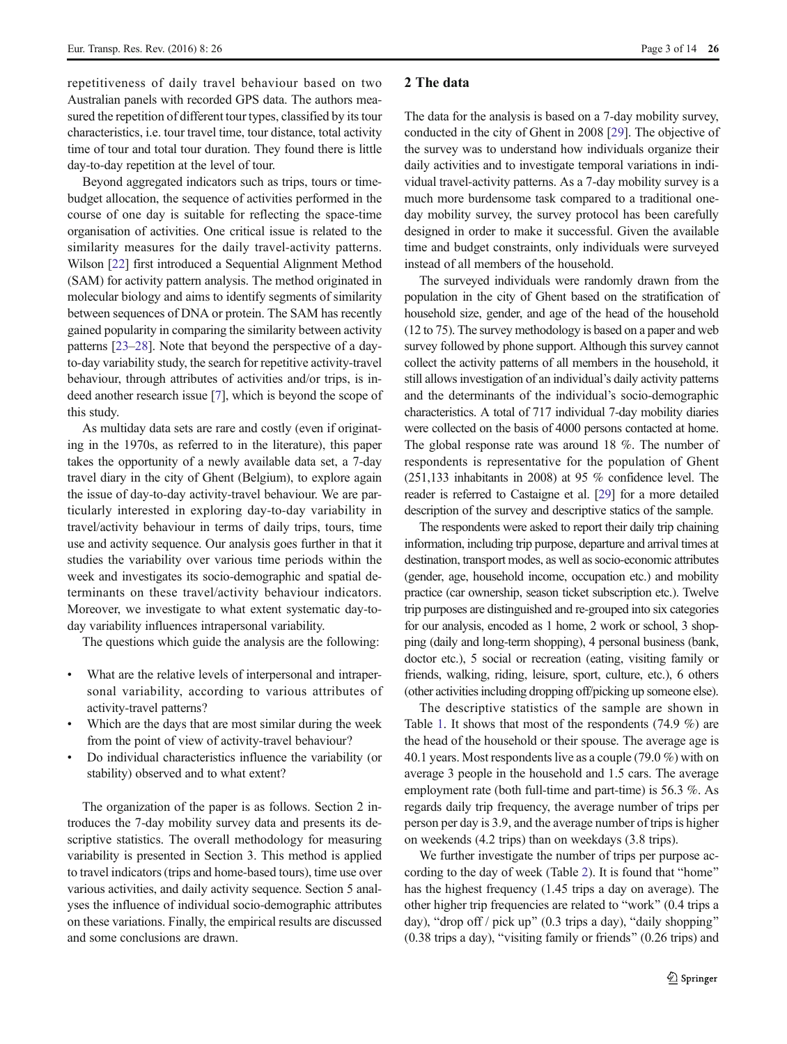repetitiveness of daily travel behaviour based on two Australian panels with recorded GPS data. The authors measured the repetition of different tour types, classified by its tour characteristics, i.e. tour travel time, tour distance, total activity time of tour and total tour duration. They found there is little day-to-day repetition at the level of tour.

Beyond aggregated indicators such as trips, tours or time-budget allocation, the sequence of activities performed in the course of one day is suitable for reflecting the space-time organisation of activities. One critical issue is related to the similarity measures for the daily travel-activity patterns. Wilson [22] first introduced a Sequential Alignment Method (SAM) for activity pattern analysis. The method originated in molecular biology and aims to identify segments of similarity between sequences of DNA or protein. The SAM has recently gained popularity in comparing the similarity between activity patterns [23–28]. Note that beyond the perspective of a day-to-day variability study, the search for repetitive activity-travel behaviour, through attributes of activities and/or trips, is indeed another research issue [7], which is beyond the scope of this study.

As multiday data sets are rare and costly (even if originating in the 1970s, as referred to in the literature), this paper takes the opportunity of a newly available data set, a 7-day travel diary in the city of Ghent (Belgium), to explore again the issue of day-to-day activity-travel behaviour. We are particularly interested in exploring day-to-day variability in travel/activity behaviour in terms of daily trips, tours, time use and activity sequence. Our analysis goes further in that it studies the variability over various time periods within the week and investigates its socio-demographic and spatial determinants on these travel/activity behaviour indicators. Moreover, we investigate to what extent systematic day-to-day variability influences intrapersonal variability.

The questions which guide the analysis are the following:

- What are the relative levels of interpersonal and intrapersonal variability, according to various attributes of activity-travel patterns?
- Which are the days that are most similar during the week from the point of view of activity-travel behaviour?
- Do individual characteristics influence the variability (or stability) observed and to what extent?

The organization of the paper is as follows. Section 2 introduces the 7-day mobility survey data and presents its descriptive statistics. The overall methodology for measuring variability is presented in Section 3. This method is applied to travel indicators (trips and home-based tours), time use over various activities, and daily activity sequence. Section 5 analyses the influence of individual socio-demographic attributes on these variations. Finally, the empirical results are discussed and some conclusions are drawn.

## 2 The data

The data for the analysis is based on a 7-day mobility survey, conducted in the city of Ghent in 2008 [29]. The objective of the survey was to understand how individuals organize their daily activities and to investigate temporal variations in individual travel-activity patterns. As a 7-day mobility survey is a much more burdensome task compared to a traditional one-day mobility survey, the survey protocol has been carefully designed in order to make it successful. Given the available time and budget constraints, only individuals were surveyed instead of all members of the household.

The surveyed individuals were randomly drawn from the population in the city of Ghent based on the stratification of household size, gender, and age of the head of the household (12 to 75). The survey methodology is based on a paper and web survey followed by phone support. Although this survey cannot collect the activity patterns of all members in the household, it still allows investigation of an individual's daily activity patterns and the determinants of the individual's socio-demographic characteristics. A total of 717 individual 7-day mobility diaries were collected on the basis of 4000 persons contacted at home. The global response rate was around 18 %. The number of respondents is representative for the population of Ghent (251,133 inhabitants in 2008) at 95 % confidence level. The reader is referred to Castaigne et al. [29] for a more detailed description of the survey and descriptive statics of the sample.

The respondents were asked to report their daily trip chaining information, including trip purpose, departure and arrival times at destination, transport modes, as well as socio-economic attributes (gender, age, household income, occupation etc.) and mobility practice (car ownership, season ticket subscription etc.). Twelve trip purposes are distinguished and re-grouped into six categories for our analysis, encoded as 1 home, 2 work or school, 3 shopping (daily and long-term shopping), 4 personal business (bank, doctor etc.), 5 social or recreation (eating, visiting family or friends, walking, riding, leisure, sport, culture, etc.), 6 others (other activities including dropping off/picking up someone else).

The descriptive statistics of the sample are shown in Table 1. It shows that most of the respondents (74.9 %) are the head of the household or their spouse. The average age is 40.1 years. Most respondents live as a couple (79.0 %) with on average 3 people in the household and 1.5 cars. The average employment rate (both full-time and part-time) is 56.3 %. As regards daily trip frequency, the average number of trips per person per day is 3.9, and the average number of trips is higher on weekends (4.2 trips) than on weekdays (3.8 trips).

We further investigate the number of trips per purpose according to the day of week (Table 2). It is found that "home" has the highest frequency (1.45 trips a day on average). The other higher trip frequencies are related to "work" (0.4 trips a day), "drop off / pick up" (0.3 trips a day), "daily shopping" (0.38 trips a day), "visiting family or friends" (0.26 trips) and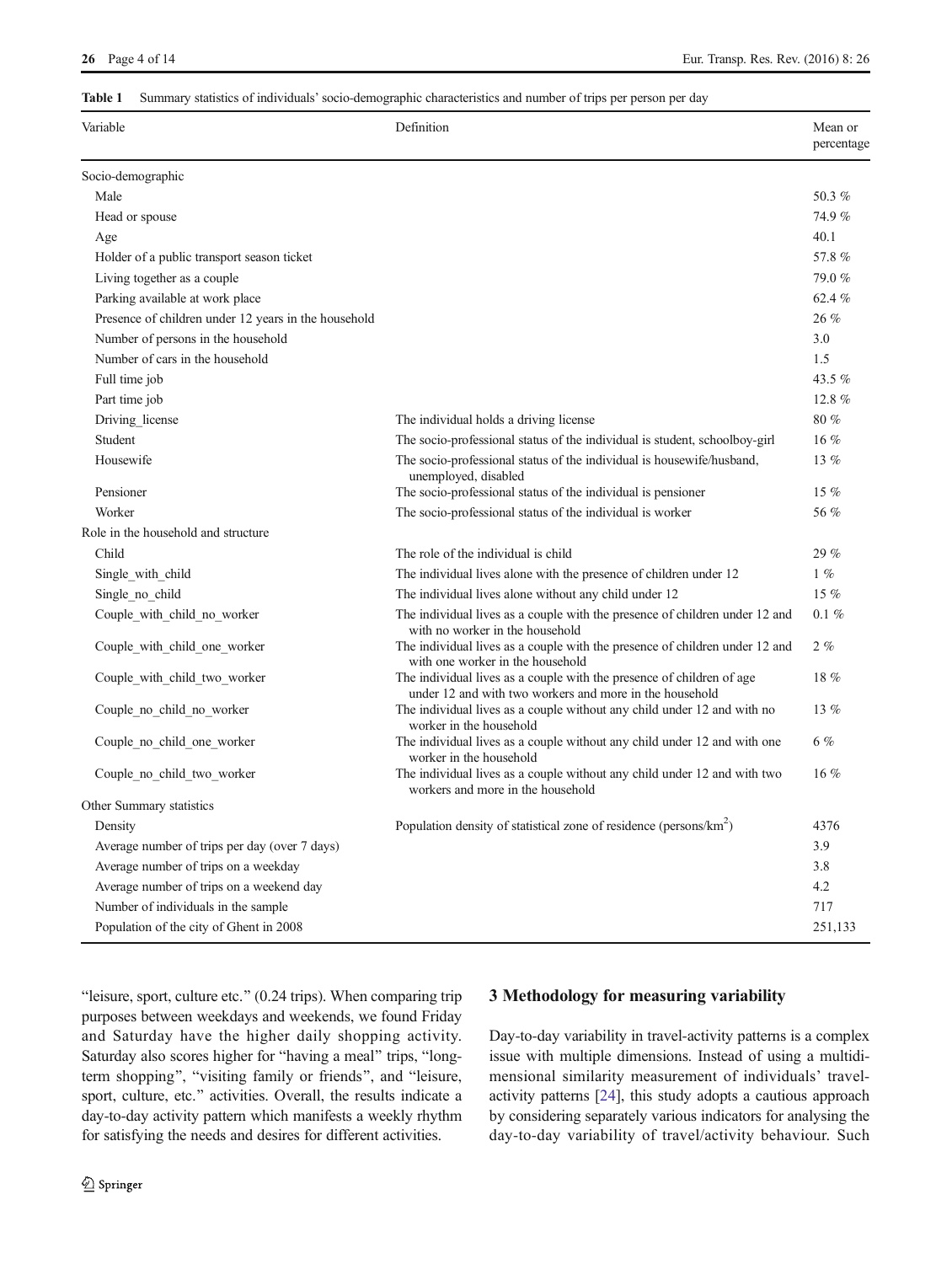**Table 1** Summary statistics of individuals' socio-demographic characteristics and number of trips per person per day

| Variable | Definition | Mean or percentage |
|---|---|---|
| Socio-demographic | | |
| Male | | 50.3 % |
| Head or spouse | | 74.9 % |
| Age | | 40.1 |
| Holder of a public transport season ticket | | 57.8 % |
| Living together as a couple | | 79.0 % |
| Parking available at work place | | 62.4 % |
| Presence of children under 12 years in the household | | 26 % |
| Number of persons in the household | | 3.0 |
| Number of cars in the household | | 1.5 |
| Full time job | | 43.5 % |
| Part time job | | 12.8 % |
| Driving_license | The individual holds a driving license | 80 % |
| Student | The socio-professional status of the individual is student, schoolboy-girl | 16 % |
| Housewife | The socio-professional status of the individual is housewife/husband, unemployed, disabled | 13 % |
| Pensioner | The socio-professional status of the individual is pensioner | 15 % |
| Worker | The socio-professional status of the individual is worker | 56 % |
| Role in the household and structure | | |
| Child | The role of the individual is child | 29 % |
| Single_with_child | The individual lives alone with the presence of children under 12 | 1 % |
| Single_no_child | The individual lives alone without any child under 12 | 15 % |
| Couple_with_child_no_worker | The individual lives as a couple with the presence of children under 12 and with no worker in the household | 0.1 % |
| Couple_with_child_one_worker | The individual lives as a couple with the presence of children under 12 and with one worker in the household | 2 % |
| Couple_with_child_two_worker | The individual lives as a couple with the presence of children of age under 12 and with two workers and more in the household | 18 % |
| Couple_no_child_no_worker | The individual lives as a couple without any child under 12 and with no worker in the household | 13 % |
| Couple_no_child_one_worker | The individual lives as a couple without any child under 12 and with one worker in the household | 6 % |
| Couple_no_child_two_worker | The individual lives as a couple without any child under 12 and with two workers and more in the household | 16 % |
| Other Summary statistics | | |
| Density | Population density of statistical zone of residence (persons/km$^2$) | 4376 |
| Average number of trips per day (over 7 days) | | 3.9 |
| Average number of trips on a weekday | | 3.8 |
| Average number of trips on a weekend day | | 4.2 |
| Number of individuals in the sample | | 717 |
| Population of the city of Ghent in 2008 | | 251,133 |

"leisure, sport, culture etc." (0.24 trips). When comparing trip purposes between weekdays and weekends, we found Friday and Saturday have the higher daily shopping activity. Saturday also scores higher for "having a meal" trips, "long-term shopping", "visiting family or friends", and "leisure, sport, culture, etc." activities. Overall, the results indicate a day-to-day activity pattern which manifests a weekly rhythm for satisfying the needs and desires for different activities.

## 3 Methodology for measuring variability

Day-to-day variability in travel-activity patterns is a complex issue with multiple dimensions. Instead of using a multidimensional similarity measurement of individuals' travel-activity patterns [24], this study adopts a cautious approach by considering separately various indicators for analysing the day-to-day variability of travel/activity behaviour. Such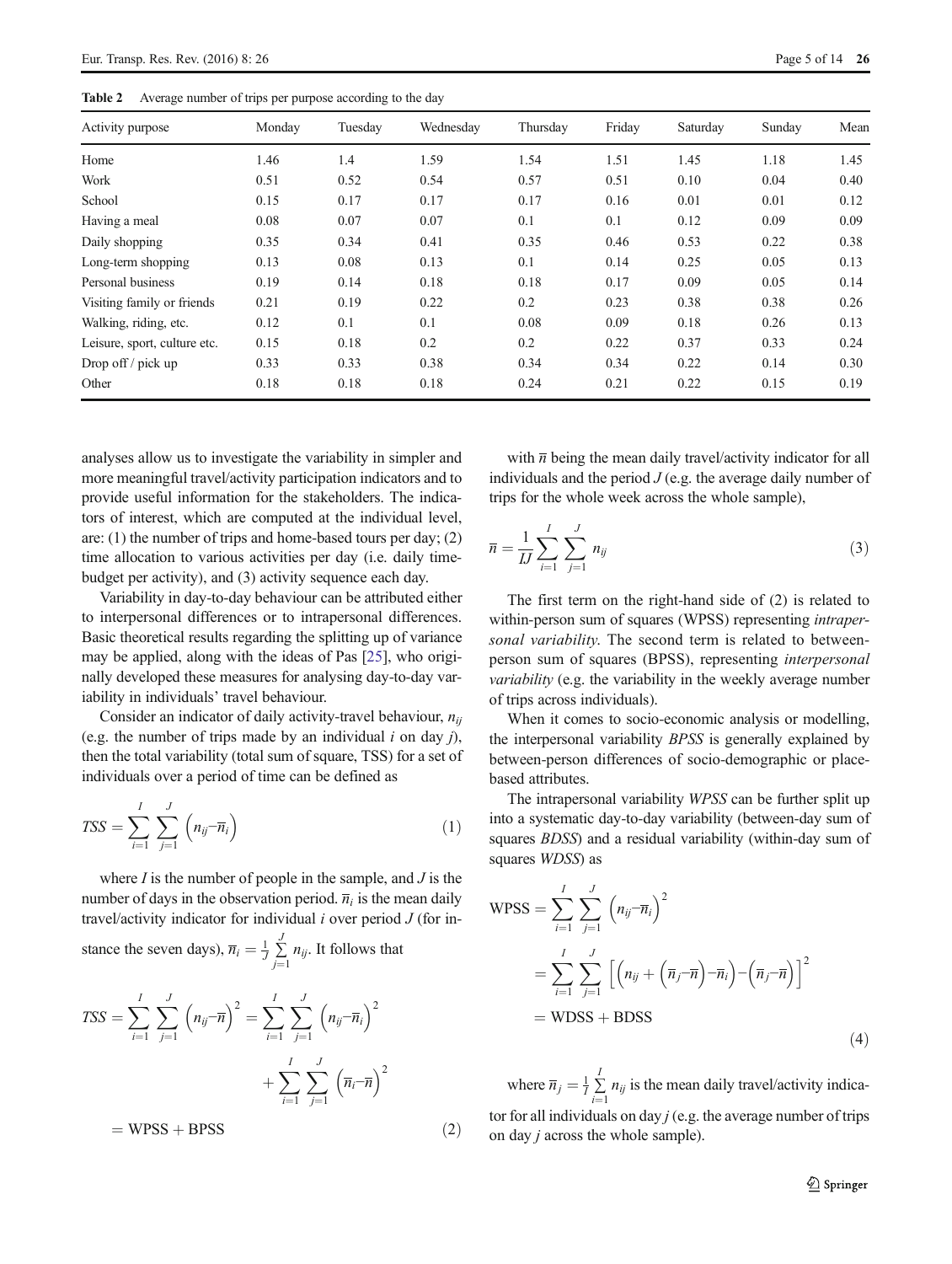**Table 2** Average number of trips per purpose according to the day

| Activity purpose | Monday | Tuesday | Wednesday | Thursday | Friday | Saturday | Sunday | Mean |
|---|---|---|---|---|---|---|---|---|
| Home | 1.46 | 1.4 | 1.59 | 1.54 | 1.51 | 1.45 | 1.18 | 1.45 |
| Work | 0.51 | 0.52 | 0.54 | 0.57 | 0.51 | 0.10 | 0.04 | 0.40 |
| School | 0.15 | 0.17 | 0.17 | 0.17 | 0.16 | 0.01 | 0.01 | 0.12 |
| Having a meal | 0.08 | 0.07 | 0.07 | 0.1 | 0.1 | 0.12 | 0.09 | 0.09 |
| Daily shopping | 0.35 | 0.34 | 0.41 | 0.35 | 0.46 | 0.53 | 0.22 | 0.38 |
| Long-term shopping | 0.13 | 0.08 | 0.13 | 0.1 | 0.14 | 0.25 | 0.05 | 0.13 |
| Personal business | 0.19 | 0.14 | 0.18 | 0.18 | 0.17 | 0.09 | 0.05 | 0.14 |
| Visiting family or friends | 0.21 | 0.19 | 0.22 | 0.2 | 0.23 | 0.38 | 0.38 | 0.26 |
| Walking, riding, etc. | 0.12 | 0.1 | 0.1 | 0.08 | 0.09 | 0.18 | 0.26 | 0.13 |
| Leisure, sport, culture etc. | 0.15 | 0.18 | 0.2 | 0.2 | 0.22 | 0.37 | 0.33 | 0.24 |
| Drop off / pick up | 0.33 | 0.33 | 0.38 | 0.34 | 0.34 | 0.22 | 0.14 | 0.30 |
| Other | 0.18 | 0.18 | 0.18 | 0.24 | 0.21 | 0.22 | 0.15 | 0.19 |

analyses allow us to investigate the variability in simpler and more meaningful travel/activity participation indicators and to provide useful information for the stakeholders. The indicators of interest, which are computed at the individual level, are: (1) the number of trips and home-based tours per day; (2) time allocation to various activities per day (i.e. daily time-budget per activity), and (3) activity sequence each day.

Variability in day-to-day behaviour can be attributed either to interpersonal differences or to intrapersonal differences. Basic theoretical results regarding the splitting up of variance may be applied, along with the ideas of Pas [25], who originally developed these measures for analysing day-to-day variability in individuals' travel behaviour.

Consider an indicator of daily activity-travel behaviour, $n_{ij}$ (e.g. the number of trips made by an individual $i$ on day $j$), then the total variability (total sum of square, TSS) for a set of individuals over a period of time can be defined as

$$TSS = \sum_{i=1}^{I} \sum_{j=1}^{J} \left(n_{ij} - \overline{n}_i\right) \tag{1}$$

where $I$ is the number of people in the sample, and $J$ is the number of days in the observation period. $\overline{n}_i$ is the mean daily travel/activity indicator for individual $i$ over period $J$ (for instance the seven days), $\overline{n}_i = \frac{1}{J}\sum_{j=1}^{J} n_{ij}$. It follows that

$$\begin{aligned} TSS = \sum_{i=1}^{I} \sum_{j=1}^{J} \left(n_{ij} - \overline{n}\right)^2 &= \sum_{i=1}^{I} \sum_{j=1}^{J} \left(n_{ij} - \overline{n}_i\right)^2 \\ &\quad + \sum_{i=1}^{I} \sum_{j=1}^{J} \left(\overline{n}_i - \overline{n}\right)^2 \\ &= \text{WPSS} + \text{BPSS} \end{aligned} \tag{2}$$

with $\overline{n}$ being the mean daily travel/activity indicator for all individuals and the period $J$ (e.g. the average daily number of trips for the whole week across the whole sample),

$$\overline{n} = \frac{1}{IJ} \sum_{i=1}^{I} \sum_{j=1}^{J} n_{ij} \tag{3}$$

The first term on the right-hand side of (2) is related to within-person sum of squares (WPSS) representing *intrapersonal variability*. The second term is related to between-person sum of squares (BPSS), representing *interpersonal variability* (e.g. the variability in the weekly average number of trips across individuals).

When it comes to socio-economic analysis or modelling, the interpersonal variability *BPSS* is generally explained by between-person differences of socio-demographic or place-based attributes.

The intrapersonal variability *WPSS* can be further split up into a systematic day-to-day variability (between-day sum of squares *BDSS*) and a residual variability (within-day sum of squares *WDSS*) as

$$\begin{aligned} \text{WPSS} &= \sum_{i=1}^{I} \sum_{j=1}^{J} \left(n_{ij} - \overline{n}_i\right)^2 \\ &= \sum_{i=1}^{I} \sum_{j=1}^{J} \left[\left(n_{ij} + \left(\overline{n}_j - \overline{n}\right) - \overline{n}_i\right) - \left(\overline{n}_j - \overline{n}\right)\right]^2 \\ &= \text{WDSS} + \text{BDSS} \end{aligned} \tag{4}$$

where $\overline{n}_j = \frac{1}{I}\sum_{i=1}^{I} n_{ij}$ is the mean daily travel/activity indicator for all individuals on day $j$ (e.g. the average number of trips on day $j$ across the whole sample).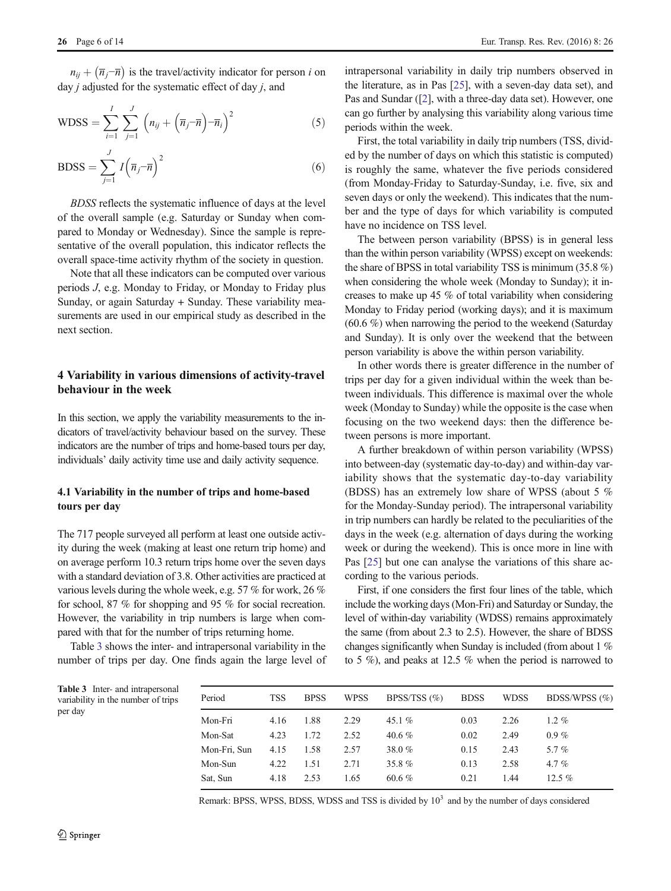$n_{ij} + \left(\overline{n}_j - \overline{n}\right)$ is the travel/activity indicator for person $i$ on day $j$ adjusted for the systematic effect of day $j$, and

$$\text{WDSS} = \sum_{i=1}^{I} \sum_{j=1}^{J} \left(n_{ij} + \left(\overline{n}_j - \overline{n}\right) - \overline{n}_i\right)^2 \tag{5}$$

$$\text{BDSS} = \sum_{j=1}^{J} I\left(\overline{n}_j - \overline{n}\right)^2 \tag{6}$$

*BDSS* reflects the systematic influence of days at the level of the overall sample (e.g. Saturday or Sunday when compared to Monday or Wednesday). Since the sample is representative of the overall population, this indicator reflects the overall space-time activity rhythm of the society in question.

Note that all these indicators can be computed over various periods $J$, e.g. Monday to Friday, or Monday to Friday plus Sunday, or again Saturday + Sunday. These variability measurements are used in our empirical study as described in the next section.

## 4 Variability in various dimensions of activity-travel behaviour in the week

In this section, we apply the variability measurements to the indicators of travel/activity behaviour based on the survey. These indicators are the number of trips and home-based tours per day, individuals' daily activity time use and daily activity sequence.

### 4.1 Variability in the number of trips and home-based tours per day

The 717 people surveyed all perform at least one outside activity during the week (making at least one return trip home) and on average perform 10.3 return trips home over the seven days with a standard deviation of 3.8. Other activities are practiced at various levels during the whole week, e.g. 57 % for work, 26 % for school, 87 % for shopping and 95 % for social recreation. However, the variability in trip numbers is large when compared with that for the number of trips returning home.

Table 3 shows the inter- and intrapersonal variability in the number of trips per day. One finds again the large level of intrapersonal variability in daily trip numbers observed in the literature, as in Pas [25], with a seven-day data set), and Pas and Sundar ([2], with a three-day data set). However, one can go further by analysing this variability along various time periods within the week.

First, the total variability in daily trip numbers (TSS, divided by the number of days on which this statistic is computed) is roughly the same, whatever the five periods considered (from Monday-Friday to Saturday-Sunday, i.e. five, six and seven days or only the weekend). This indicates that the number and the type of days for which variability is computed have no incidence on TSS level.

The between person variability (BPSS) is in general less than the within person variability (WPSS) except on weekends: the share of BPSS in total variability TSS is minimum (35.8 %) when considering the whole week (Monday to Sunday); it increases to make up 45 % of total variability when considering Monday to Friday period (working days); and it is maximum (60.6 %) when narrowing the period to the weekend (Saturday and Sunday). It is only over the weekend that the between person variability is above the within person variability.

In other words there is greater difference in the number of trips per day for a given individual within the week than between individuals. This difference is maximal over the whole week (Monday to Sunday) while the opposite is the case when focusing on the two weekend days: then the difference between persons is more important.

A further breakdown of within person variability (WPSS) into between-day (systematic day-to-day) and within-day variability shows that the systematic day-to-day variability (BDSS) has an extremely low share of WPSS (about 5 % for the Monday-Sunday period). The intrapersonal variability in trip numbers can hardly be related to the peculiarities of the days in the week (e.g. alternation of days during the working week or during the weekend). This is once more in line with Pas [25] but one can analyse the variations of this share according to the various periods.

First, if one considers the first four lines of the table, which include the working days (Mon-Fri) and Saturday or Sunday, the level of within-day variability (WDSS) remains approximately the same (from about 2.3 to 2.5). However, the share of BDSS changes significantly when Sunday is included (from about 1 % to 5 %), and peaks at 12.5 % when the period is narrowed to

**Table 3** Inter- and intrapersonal variability in the number of trips per day

| Period | TSS | BPSS | WPSS | BPSS/TSS (%) | BDSS | WDSS | BDSS/WPSS (%) |
|---|---|---|---|---|---|---|---|
| Mon-Fri | 4.16 | 1.88 | 2.29 | 45.1 % | 0.03 | 2.26 | 1.2 % |
| Mon-Sat | 4.23 | 1.72 | 2.52 | 40.6 % | 0.02 | 2.49 | 0.9 % |
| Mon-Fri, Sun | 4.15 | 1.58 | 2.57 | 38.0 % | 0.15 | 2.43 | 5.7 % |
| Mon-Sun | 4.22 | 1.51 | 2.71 | 35.8 % | 0.13 | 2.58 | 4.7 % |
| Sat, Sun | 4.18 | 2.53 | 1.65 | 60.6 % | 0.21 | 1.44 | 12.5 % |

Remark: BPSS, WPSS, BDSS, WDSS and TSS is divided by $10^3$ and by the number of days considered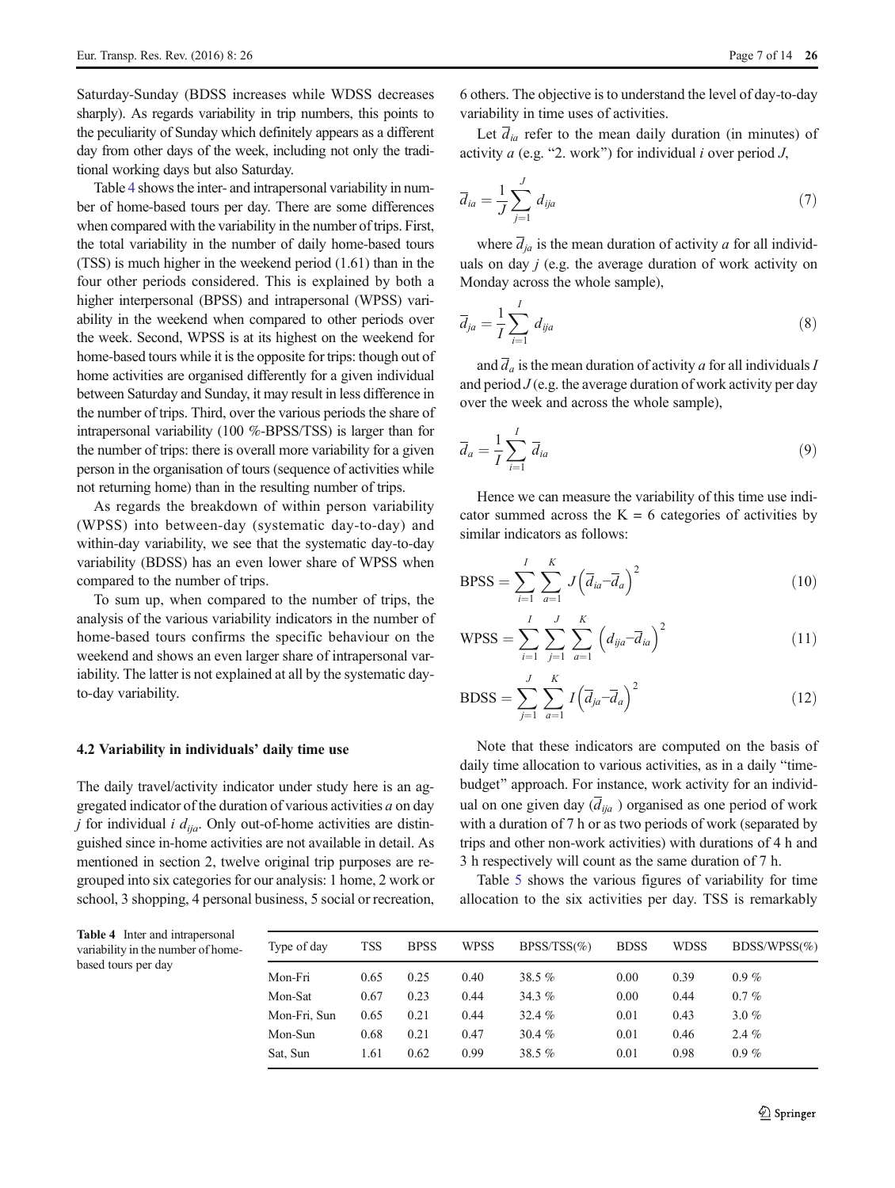Saturday-Sunday (BDSS increases while WDSS decreases sharply). As regards variability in trip numbers, this points to the peculiarity of Sunday which definitely appears as a different day from other days of the week, including not only the traditional working days but also Saturday.

Table 4 shows the inter- and intrapersonal variability in number of home-based tours per day. There are some differences when compared with the variability in the number of trips. First, the total variability in the number of daily home-based tours (TSS) is much higher in the weekend period (1.61) than in the four other periods considered. This is explained by both a higher interpersonal (BPSS) and intrapersonal (WPSS) variability in the weekend when compared to other periods over the week. Second, WPSS is at its highest on the weekend for home-based tours while it is the opposite for trips: though out of home activities are organised differently for a given individual between Saturday and Sunday, it may result in less difference in the number of trips. Third, over the various periods the share of intrapersonal variability (100 %-BPSS/TSS) is larger than for the number of trips: there is overall more variability for a given person in the organisation of tours (sequence of activities while not returning home) than in the resulting number of trips.

As regards the breakdown of within person variability (WPSS) into between-day (systematic day-to-day) and within-day variability, we see that the systematic day-to-day variability (BDSS) has an even lower share of WPSS when compared to the number of trips.

To sum up, when compared to the number of trips, the analysis of the various variability indicators in the number of home-based tours confirms the specific behaviour on the weekend and shows an even larger share of intrapersonal variability. The latter is not explained at all by the systematic day-to-day variability.

### 4.2 Variability in individuals' daily time use

The daily travel/activity indicator under study here is an aggregated indicator of the duration of various activities $a$ on day $j$ for individual $i$ $d_{ija}$. Only out-of-home activities are distinguished since in-home activities are not available in detail. As mentioned in section 2, twelve original trip purposes are regrouped into six categories for our analysis: 1 home, 2 work or school, 3 shopping, 4 personal business, 5 social or recreation, 6 others. The objective is to understand the level of day-to-day variability in time uses of activities.

Let $\overline{d}_{ia}$ refer to the mean daily duration (in minutes) of activity $a$ (e.g. "2. work") for individual $i$ over period $J$,

$$\overline{d}_{ia} = \frac{1}{J}\sum_{j=1}^{J} d_{ija} \tag{7}$$

where $\overline{d}_{ja}$ is the mean duration of activity $a$ for all individuals on day $j$ (e.g. the average duration of work activity on Monday across the whole sample),

$$\overline{d}_{ja} = \frac{1}{I}\sum_{i=1}^{I} d_{ija} \tag{8}$$

and $\overline{d}_{a}$ is the mean duration of activity $a$ for all individuals $I$ and period $J$ (e.g. the average duration of work activity per day over the week and across the whole sample),

$$\overline{d}_{a} = \frac{1}{I}\sum_{i=1}^{I} \overline{d}_{ia} \tag{9}$$

Hence we can measure the variability of this time use indicator summed across the K = 6 categories of activities by similar indicators as follows:

$$\text{BPSS} = \sum_{i=1}^{I}\sum_{a=1}^{K} J\left(\overline{d}_{ia} - \overline{d}_{a}\right)^2 \tag{10}$$

$$\text{WPSS} = \sum_{i=1}^{I}\sum_{j=1}^{J}\sum_{a=1}^{K}\left(d_{ija} - \overline{d}_{ia}\right)^2 \tag{11}$$

$$\text{BDSS} = \sum_{j=1}^{J}\sum_{a=1}^{K} I\left(\overline{d}_{ja} - \overline{d}_{a}\right)^2 \tag{12}$$

Note that these indicators are computed on the basis of daily time allocation to various activities, as in a daily "time-budget" approach. For instance, work activity for an individual on one given day ($\overline{d}_{ija}$) organised as one period of work with a duration of 7 h or as two periods of work (separated by trips and other non-work activities) with durations of 4 h and 3 h respectively will count as the same duration of 7 h.

Table 5 shows the various figures of variability for time allocation to the six activities per day. TSS is remarkably

**Table 4** Inter and intrapersonal variability in the number of home-based tours per day

| Type of day | TSS | BPSS | WPSS | BPSS/TSS(%) | BDSS | WDSS | BDSS/WPSS(%) |
|---|---|---|---|---|---|---|---|
| Mon-Fri | 0.65 | 0.25 | 0.40 | 38.5 % | 0.00 | 0.39 | 0.9 % |
| Mon-Sat | 0.67 | 0.23 | 0.44 | 34.3 % | 0.00 | 0.44 | 0.7 % |
| Mon-Fri, Sun | 0.65 | 0.21 | 0.44 | 32.4 % | 0.01 | 0.43 | 3.0 % |
| Mon-Sun | 0.68 | 0.21 | 0.47 | 30.4 % | 0.01 | 0.46 | 2.4 % |
| Sat, Sun | 1.61 | 0.62 | 0.99 | 38.5 % | 0.01 | 0.98 | 0.9 % |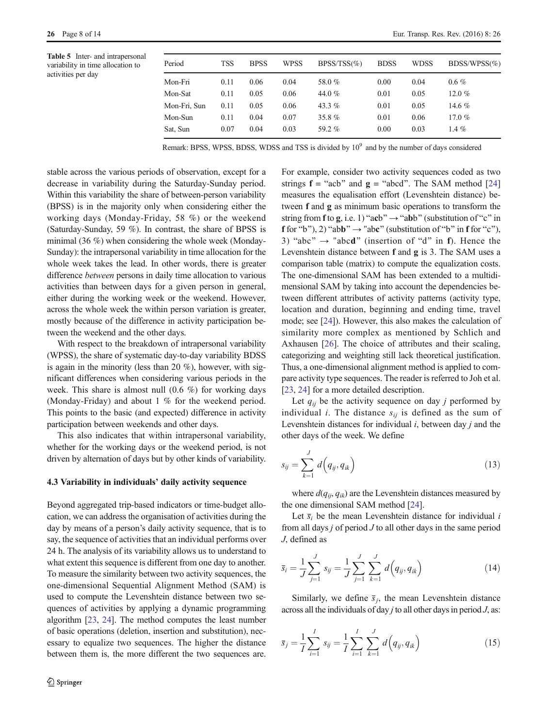Table 5 Inter- and intrapersonal variability in time allocation to activities per day

| Period | TSS | BPSS | WPSS | BPSS/TSS(%) | BDSS | WDSS | BDSS/WPSS(%) |
|---|---|---|---|---|---|---|---|
| Mon-Fri | 0.11 | 0.06 | 0.04 | 58.0 % | 0.00 | 0.04 | 0.6 % |
| Mon-Sat | 0.11 | 0.05 | 0.06 | 44.0 % | 0.01 | 0.05 | 12.0 % |
| Mon-Fri, Sun | 0.11 | 0.05 | 0.06 | 43.3 % | 0.01 | 0.05 | 14.6 % |
| Mon-Sun | 0.11 | 0.04 | 0.07 | 35.8 % | 0.01 | 0.06 | 17.0 % |
| Sat, Sun | 0.07 | 0.04 | 0.03 | 59.2 % | 0.00 | 0.03 | 1.4 % |

Remark: BPSS, WPSS, BDSS, WDSS and TSS is divided by $10^9$ and by the number of days considered

stable across the various periods of observation, except for a decrease in variability during the Saturday-Sunday period. Within this variability the share of between-person variability (BPSS) is in the majority only when considering either the working days (Monday-Friday, 58 %) or the weekend (Saturday-Sunday, 59 %). In contrast, the share of BPSS is minimal (36 %) when considering the whole week (Monday-Sunday): the intrapersonal variability in time allocation for the whole week takes the lead. In other words, there is greater difference *between* persons in daily time allocation to various activities than between days for a given person in general, either during the working week or the weekend. However, across the whole week the within person variation is greater, mostly because of the difference in activity participation between the weekend and the other days.

With respect to the breakdown of intrapersonal variability (WPSS), the share of systematic day-to-day variability BDSS is again in the minority (less than 20 %), however, with significant differences when considering various periods in the week. This share is almost null (0.6 %) for working days (Monday-Friday) and about 1 % for the weekend period. This points to the basic (and expected) difference in activity participation between weekends and other days.

This also indicates that within intrapersonal variability, whether for the working days or the weekend period, is not driven by alternation of days but by other kinds of variability.

### 4.3 Variability in individuals' daily activity sequence

Beyond aggregated trip-based indicators or time-budget allocation, we can address the organisation of activities during the day by means of a person's daily activity sequence, that is to say, the sequence of activities that an individual performs over 24 h. The analysis of its variability allows us to understand to what extent this sequence is different from one day to another. To measure the similarity between two activity sequences, the one-dimensional Sequential Alignment Method (SAM) is used to compute the Levenshtein distance between two sequences of activities by applying a dynamic programming algorithm [23, 24]. The method computes the least number of basic operations (deletion, insertion and substitution), necessary to equalize two sequences. The higher the distance between them is, the more different the two sequences are. For example, consider two activity sequences coded as two strings **f** = "acb" and **g** = "abcd". The SAM method [24] measures the equalisation effort (Levenshtein distance) between **f** and **g** as minimum basic operations to transform the string from **f** to **g**, i.e. 1) "a**c**b" → "a**b**b" (substitution of "c" in **f** for "b"), 2) "ab**b**" → "ab**c**" (substitution of "b" in **f** for "c"), 3) "abc" → "abc**d**" (insertion of "d" in **f**). Hence the Levenshtein distance between **f** and **g** is 3. The SAM uses a comparison table (matrix) to compute the equalization costs. The one-dimensional SAM has been extended to a multidimensional SAM by taking into account the dependencies between different attributes of activity patterns (activity type, location and duration, beginning and ending time, travel mode; see [24]). However, this also makes the calculation of similarity more complex as mentioned by Schlich and Axhausen [26]. The choice of attributes and their scaling, categorizing and weighting still lack theoretical justification. Thus, a one-dimensional alignment method is applied to compare activity type sequences. The reader is referred to Joh et al. [23, 24] for a more detailed description.

Let $q_{ij}$ be the activity sequence on day $j$ performed by individual $i$. The distance $s_{ij}$ is defined as the sum of Levenshtein distances for individual $i$, between day $j$ and the other days of the week. We define

$$s_{ij} = \sum_{k=1}^{J} d\left(q_{ij}, q_{ik}\right) \tag{13}$$

where $d(q_{ij}, q_{ik})$ are the Levenshtein distances measured by the one dimensional SAM method [24].

Let $\bar{s}_i$ be the mean Levenshtein distance for individual $i$ from all days $j$ of period $J$ to all other days in the same period $J$, defined as

$$\bar{s}_i = \frac{1}{J}\sum_{j=1}^{J} s_{ij} = \frac{1}{J}\sum_{j=1}^{J}\sum_{k=1}^{J} d\left(q_{ij}, q_{ik}\right) \tag{14}$$

Similarly, we define $\bar{s}_j$, the mean Levenshtein distance across all the individuals of day $j$ to all other days in period $J$, as:

$$\bar{s}_j = \frac{1}{I}\sum_{i=1}^{I} s_{ij} = \frac{1}{I}\sum_{i=1}^{I}\sum_{k=1}^{J} d\left(q_{ij}, q_{ik}\right) \tag{15}$$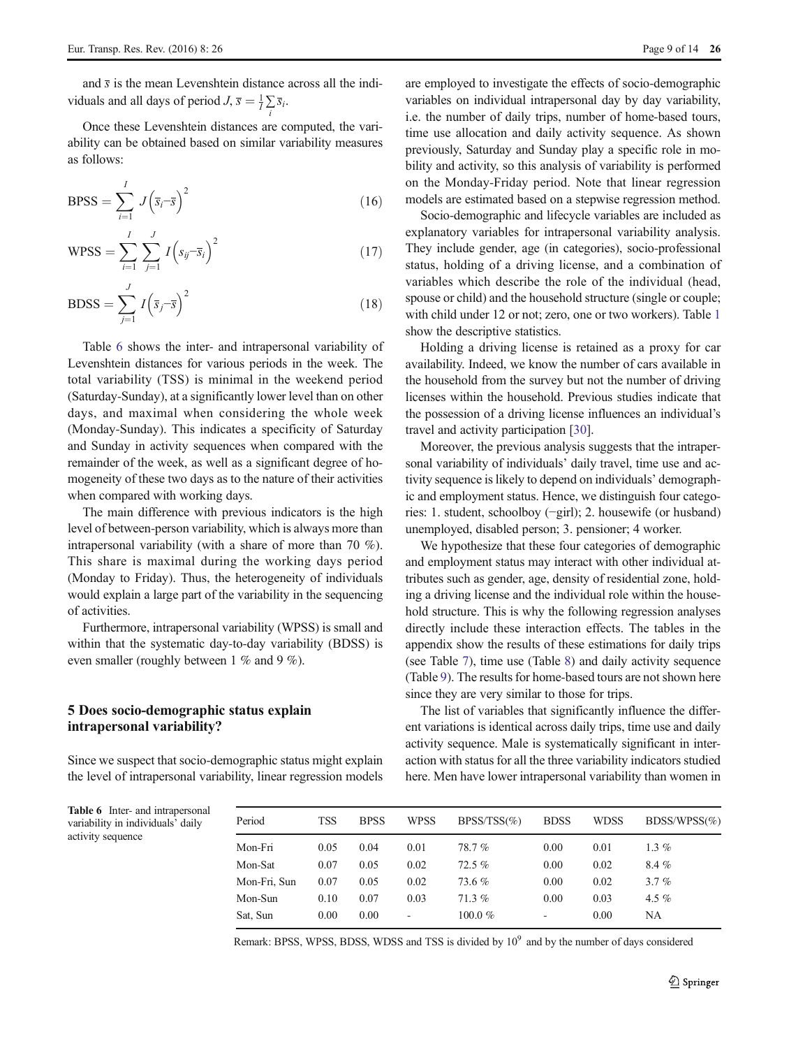and $\bar{s}$ is the mean Levenshtein distance across all the individuals and all days of period $J$, $\bar{s} = \frac{1}{I}\sum_i \bar{s}_i$.

Once these Levenshtein distances are computed, the variability can be obtained based on similar variability measures as follows:

$$\mathrm{BPSS} = \sum_{i=1}^{I} J\left(\bar{s}_i - \bar{s}\right)^2 \tag{16}$$

$$\mathrm{WPSS} = \sum_{i=1}^{I}\sum_{j=1}^{J} I\left(s_{ij} - \bar{s}_i\right)^2 \tag{17}$$

$$\mathrm{BDSS} = \sum_{j=1}^{J} I\left(\bar{s}_j - \bar{s}\right)^2 \tag{18}$$

Table 6 shows the inter- and intrapersonal variability of Levenshtein distances for various periods in the week. The total variability (TSS) is minimal in the weekend period (Saturday-Sunday), at a significantly lower level than on other days, and maximal when considering the whole week (Monday-Sunday). This indicates a specificity of Saturday and Sunday in activity sequences when compared with the remainder of the week, as well as a significant degree of homogeneity of these two days as to the nature of their activities when compared with working days.

The main difference with previous indicators is the high level of between-person variability, which is always more than intrapersonal variability (with a share of more than 70 %). This share is maximal during the working days period (Monday to Friday). Thus, the heterogeneity of individuals would explain a large part of the variability in the sequencing of activities.

Furthermore, intrapersonal variability (WPSS) is small and within that the systematic day-to-day variability (BDSS) is even smaller (roughly between 1 % and 9 %).

## 5 Does socio-demographic status explain intrapersonal variability?

Since we suspect that socio-demographic status might explain the level of intrapersonal variability, linear regression models are employed to investigate the effects of socio-demographic variables on individual intrapersonal day by day variability, i.e. the number of daily trips, number of home-based tours, time use allocation and daily activity sequence. As shown previously, Saturday and Sunday play a specific role in mobility and activity, so this analysis of variability is performed on the Monday-Friday period. Note that linear regression models are estimated based on a stepwise regression method.

Socio-demographic and lifecycle variables are included as explanatory variables for intrapersonal variability analysis. They include gender, age (in categories), socio-professional status, holding of a driving license, and a combination of variables which describe the role of the individual (head, spouse or child) and the household structure (single or couple; with child under 12 or not; zero, one or two workers). Table 1 show the descriptive statistics.

Holding a driving license is retained as a proxy for car availability. Indeed, we know the number of cars available in the household from the survey but not the number of driving licenses within the household. Previous studies indicate that the possession of a driving license influences an individual's travel and activity participation [30].

Moreover, the previous analysis suggests that the intrapersonal variability of individuals' daily travel, time use and activity sequence is likely to depend on individuals' demographic and employment status. Hence, we distinguish four categories: 1. student, schoolboy (−girl); 2. housewife (or husband) unemployed, disabled person; 3. pensioner; 4 worker.

We hypothesize that these four categories of demographic and employment status may interact with other individual attributes such as gender, age, density of residential zone, holding a driving license and the individual role within the household structure. This is why the following regression analyses directly include these interaction effects. The tables in the appendix show the results of these estimations for daily trips (see Table 7), time use (Table 8) and daily activity sequence (Table 9). The results for home-based tours are not shown here since they are very similar to those for trips.

The list of variables that significantly influence the different variations is identical across daily trips, time use and daily activity sequence. Male is systematically significant in interaction with status for all the three variability indicators studied here. Men have lower intrapersonal variability than women in

**Table 6** Inter- and intrapersonal variability in individuals' daily activity sequence

| Period | TSS | BPSS | WPSS | BPSS/TSS(%) | BDSS | WDSS | BDSS/WPSS(%) |
|---|---|---|---|---|---|---|---|
| Mon-Fri | 0.05 | 0.04 | 0.01 | 78.7 % | 0.00 | 0.01 | 1.3 % |
| Mon-Sat | 0.07 | 0.05 | 0.02 | 72.5 % | 0.00 | 0.02 | 8.4 % |
| Mon-Fri, Sun | 0.07 | 0.05 | 0.02 | 73.6 % | 0.00 | 0.02 | 3.7 % |
| Mon-Sun | 0.10 | 0.07 | 0.03 | 71.3 % | 0.00 | 0.03 | 4.5 % |
| Sat, Sun | 0.00 | 0.00 | - | 100.0 % | - | 0.00 | NA |

Remark: BPSS, WPSS, BDSS, WDSS and TSS is divided by $10^9$ and by the number of days considered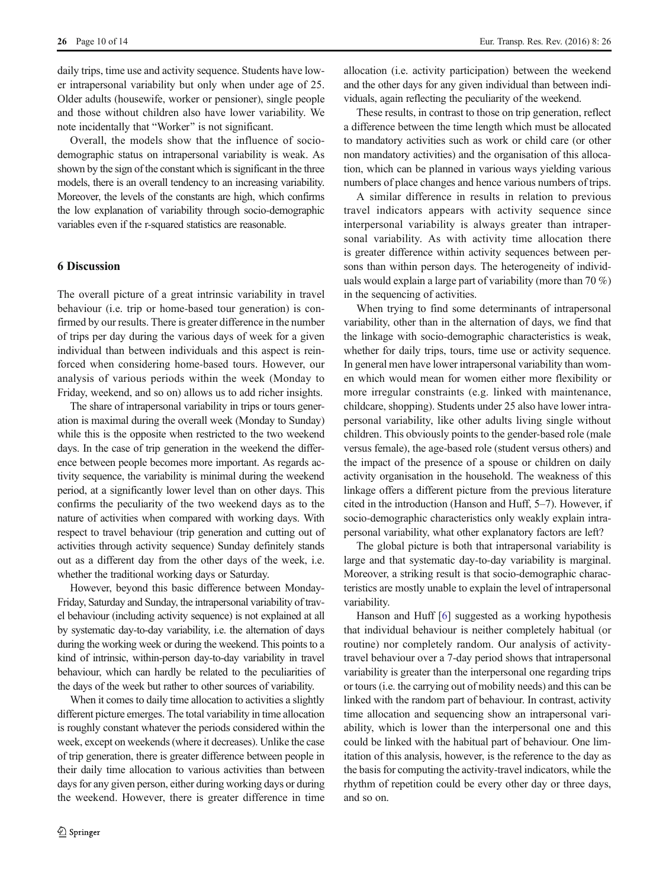daily trips, time use and activity sequence. Students have lower intrapersonal variability but only when under age of 25. Older adults (housewife, worker or pensioner), single people and those without children also have lower variability. We note incidentally that "Worker" is not significant.

Overall, the models show that the influence of socio-demographic status on intrapersonal variability is weak. As shown by the sign of the constant which is significant in the three models, there is an overall tendency to an increasing variability. Moreover, the levels of the constants are high, which confirms the low explanation of variability through socio-demographic variables even if the r-squared statistics are reasonable.

## 6 Discussion

The overall picture of a great intrinsic variability in travel behaviour (i.e. trip or home-based tour generation) is confirmed by our results. There is greater difference in the number of trips per day during the various days of week for a given individual than between individuals and this aspect is reinforced when considering home-based tours. However, our analysis of various periods within the week (Monday to Friday, weekend, and so on) allows us to add richer insights.

The share of intrapersonal variability in trips or tours generation is maximal during the overall week (Monday to Sunday) while this is the opposite when restricted to the two weekend days. In the case of trip generation in the weekend the difference between people becomes more important. As regards activity sequence, the variability is minimal during the weekend period, at a significantly lower level than on other days. This confirms the peculiarity of the two weekend days as to the nature of activities when compared with working days. With respect to travel behaviour (trip generation and cutting out of activities through activity sequence) Sunday definitely stands out as a different day from the other days of the week, i.e. whether the traditional working days or Saturday.

However, beyond this basic difference between Monday-Friday, Saturday and Sunday, the intrapersonal variability of travel behaviour (including activity sequence) is not explained at all by systematic day-to-day variability, i.e. the alternation of days during the working week or during the weekend. This points to a kind of intrinsic, within-person day-to-day variability in travel behaviour, which can hardly be related to the peculiarities of the days of the week but rather to other sources of variability.

When it comes to daily time allocation to activities a slightly different picture emerges. The total variability in time allocation is roughly constant whatever the periods considered within the week, except on weekends (where it decreases). Unlike the case of trip generation, there is greater difference between people in their daily time allocation to various activities than between days for any given person, either during working days or during the weekend. However, there is greater difference in time allocation (i.e. activity participation) between the weekend and the other days for any given individual than between individuals, again reflecting the peculiarity of the weekend.

These results, in contrast to those on trip generation, reflect a difference between the time length which must be allocated to mandatory activities such as work or child care (or other non mandatory activities) and the organisation of this allocation, which can be planned in various ways yielding various numbers of place changes and hence various numbers of trips.

A similar difference in results in relation to previous travel indicators appears with activity sequence since interpersonal variability is always greater than intrapersonal variability. As with activity time allocation there is greater difference within activity sequences between persons than within person days. The heterogeneity of individuals would explain a large part of variability (more than 70 %) in the sequencing of activities.

When trying to find some determinants of intrapersonal variability, other than in the alternation of days, we find that the linkage with socio-demographic characteristics is weak, whether for daily trips, tours, time use or activity sequence. In general men have lower intrapersonal variability than women which would mean for women either more flexibility or more irregular constraints (e.g. linked with maintenance, childcare, shopping). Students under 25 also have lower intrapersonal variability, like other adults living single without children. This obviously points to the gender-based role (male versus female), the age-based role (student versus others) and the impact of the presence of a spouse or children on daily activity organisation in the household. The weakness of this linkage offers a different picture from the previous literature cited in the introduction (Hanson and Huff, 5–7). However, if socio-demographic characteristics only weakly explain intrapersonal variability, what other explanatory factors are left?

The global picture is both that intrapersonal variability is large and that systematic day-to-day variability is marginal. Moreover, a striking result is that socio-demographic characteristics are mostly unable to explain the level of intrapersonal variability.

Hanson and Huff [6] suggested as a working hypothesis that individual behaviour is neither completely habitual (or routine) nor completely random. Our analysis of activity-travel behaviour over a 7-day period shows that intrapersonal variability is greater than the interpersonal one regarding trips or tours (i.e. the carrying out of mobility needs) and this can be linked with the random part of behaviour. In contrast, activity time allocation and sequencing show an intrapersonal variability, which is lower than the interpersonal one and this could be linked with the habitual part of behaviour. One limitation of this analysis, however, is the reference to the day as the basis for computing the activity-travel indicators, while the rhythm of repetition could be every other day or three days, and so on.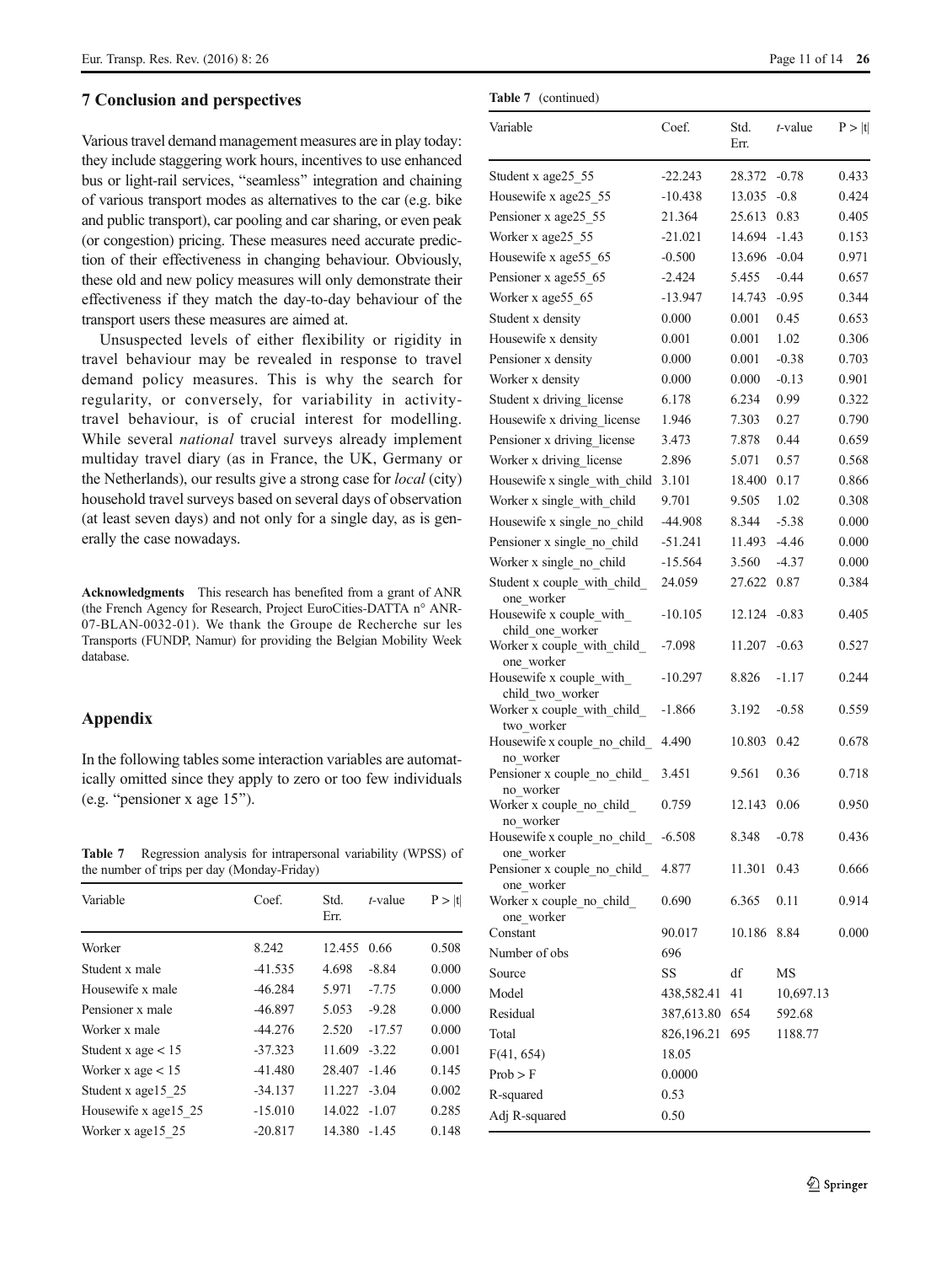## 7 Conclusion and perspectives

Various travel demand management measures are in play today: they include staggering work hours, incentives to use enhanced bus or light-rail services, "seamless" integration and chaining of various transport modes as alternatives to the car (e.g. bike and public transport), car pooling and car sharing, or even peak (or congestion) pricing. These measures need accurate prediction of their effectiveness in changing behaviour. Obviously, these old and new policy measures will only demonstrate their effectiveness if they match the day-to-day behaviour of the transport users these measures are aimed at.

Unsuspected levels of either flexibility or rigidity in travel behaviour may be revealed in response to travel demand policy measures. This is why the search for regularity, or conversely, for variability in activity-travel behaviour, is of crucial interest for modelling. While several *national* travel surveys already implement multiday travel diary (as in France, the UK, Germany or the Netherlands), our results give a strong case for *local* (city) household travel surveys based on several days of observation (at least seven days) and not only for a single day, as is generally the case nowadays.

**Acknowledgments** This research has benefited from a grant of ANR (the French Agency for Research, Project EuroCities-DATTA n° ANR-07-BLAN-0032-01). We thank the Groupe de Recherche sur les Transports (FUNDP, Namur) for providing the Belgian Mobility Week database.

## Appendix

In the following tables some interaction variables are automatically omitted since they apply to zero or too few individuals (e.g. "pensioner x age 15").

**Table 7** Regression analysis for intrapersonal variability (WPSS) of the number of trips per day (Monday-Friday)

| Variable | Coef. | Std. Err. | *t*-value | P > \|t\| |
|---|---|---|---|---|
| Worker | 8.242 | 12.455 | 0.66 | 0.508 |
| Student x male | -41.535 | 4.698 | -8.84 | 0.000 |
| Housewife x male | -46.284 | 5.971 | -7.75 | 0.000 |
| Pensioner x male | -46.897 | 5.053 | -9.28 | 0.000 |
| Worker x male | -44.276 | 2.520 | -17.57 | 0.000 |
| Student x age < 15 | -37.323 | 11.609 | -3.22 | 0.001 |
| Worker x age < 15 | -41.480 | 28.407 | -1.46 | 0.145 |
| Student x age15_25 | -34.137 | 11.227 | -3.04 | 0.002 |
| Housewife x age15_25 | -15.010 | 14.022 | -1.07 | 0.285 |
| Worker x age15_25 | -20.817 | 14.380 | -1.45 | 0.148 |
| Student x age25_55 | -22.243 | 28.372 | -0.78 | 0.433 |
| Housewife x age25_55 | -10.438 | 13.035 | -0.8 | 0.424 |
| Pensioner x age25_55 | 21.364 | 25.613 | 0.83 | 0.405 |
| Worker x age25_55 | -21.021 | 14.694 | -1.43 | 0.153 |
| Housewife x age55_65 | -0.500 | 13.696 | -0.04 | 0.971 |
| Pensioner x age55_65 | -2.424 | 5.455 | -0.44 | 0.657 |
| Worker x age55_65 | -13.947 | 14.743 | -0.95 | 0.344 |
| Student x density | 0.000 | 0.001 | 0.45 | 0.653 |
| Housewife x density | 0.001 | 0.001 | 1.02 | 0.306 |
| Pensioner x density | 0.000 | 0.001 | -0.38 | 0.703 |
| Worker x density | 0.000 | 0.000 | -0.13 | 0.901 |
| Student x driving_license | 6.178 | 6.234 | 0.99 | 0.322 |
| Housewife x driving_license | 1.946 | 7.303 | 0.27 | 0.790 |
| Pensioner x driving_license | 3.473 | 7.878 | 0.44 | 0.659 |
| Worker x driving_license | 2.896 | 5.071 | 0.57 | 0.568 |
| Housewife x single_with_child | 3.101 | 18.400 | 0.17 | 0.866 |
| Worker x single_with_child | 9.701 | 9.505 | 1.02 | 0.308 |
| Housewife x single_no_child | -44.908 | 8.344 | -5.38 | 0.000 |
| Pensioner x single_no_child | -51.241 | 11.493 | -4.46 | 0.000 |
| Worker x single_no_child | -15.564 | 3.560 | -4.37 | 0.000 |
| Student x couple_with_child_one_worker | 24.059 | 27.622 | 0.87 | 0.384 |
| Housewife x couple_with_child_one_worker | -10.105 | 12.124 | -0.83 | 0.405 |
| Worker x couple_with_child_one_worker | -7.098 | 11.207 | -0.63 | 0.527 |
| Housewife x couple_with_child_two_worker | -10.297 | 8.826 | -1.17 | 0.244 |
| Worker x couple_with_child_two_worker | -1.866 | 3.192 | -0.58 | 0.559 |
| Housewife x couple_no_child_no_worker | 4.490 | 10.803 | 0.42 | 0.678 |
| Pensioner x couple_no_child_no_worker | 3.451 | 9.561 | 0.36 | 0.718 |
| Worker x couple_no_child_no_worker | 0.759 | 12.143 | 0.06 | 0.950 |
| Housewife x couple_no_child_one_worker | -6.508 | 8.348 | -0.78 | 0.436 |
| Pensioner x couple_no_child_one_worker | 4.877 | 11.301 | 0.43 | 0.666 |
| Worker x couple_no_child_one_worker | 0.690 | 6.365 | 0.11 | 0.914 |
| Constant | 90.017 | 10.186 | 8.84 | 0.000 |
| Number of obs | 696 | | | |
| Source | SS | df | MS | |
| Model | 438,582.41 | 41 | 10,697.13 | |
| Residual | 387,613.80 | 654 | 592.68 | |
| Total | 826,196.21 | 695 | 1188.77 | |
| F(41, 654) | 18.05 | | | |
| Prob > F | 0.0000 | | | |
| R-squared | 0.53 | | | |
| Adj R-squared | 0.50 | | | |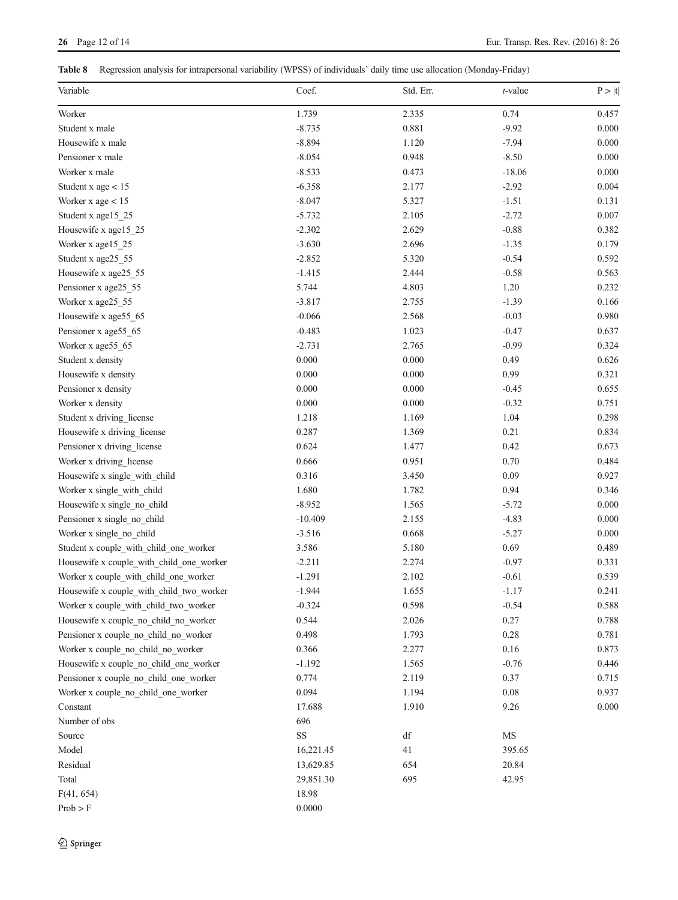**Table 8** Regression analysis for intrapersonal variability (WPSS) of individuals' daily time use allocation (Monday-Friday)

| Variable | Coef. | Std. Err. | *t*-value | P > \|t\| |
|---|---|---|---|---|
| Worker | 1.739 | 2.335 | 0.74 | 0.457 |
| Student x male | -8.735 | 0.881 | -9.92 | 0.000 |
| Housewife x male | -8.894 | 1.120 | -7.94 | 0.000 |
| Pensioner x male | -8.054 | 0.948 | -8.50 | 0.000 |
| Worker x male | -8.533 | 0.473 | -18.06 | 0.000 |
| Student x age < 15 | -6.358 | 2.177 | -2.92 | 0.004 |
| Worker x age < 15 | -8.047 | 5.327 | -1.51 | 0.131 |
| Student x age15_25 | -5.732 | 2.105 | -2.72 | 0.007 |
| Housewife x age15_25 | -2.302 | 2.629 | -0.88 | 0.382 |
| Worker x age15_25 | -3.630 | 2.696 | -1.35 | 0.179 |
| Student x age25_55 | -2.852 | 5.320 | -0.54 | 0.592 |
| Housewife x age25_55 | -1.415 | 2.444 | -0.58 | 0.563 |
| Pensioner x age25_55 | 5.744 | 4.803 | 1.20 | 0.232 |
| Worker x age25_55 | -3.817 | 2.755 | -1.39 | 0.166 |
| Housewife x age55_65 | -0.066 | 2.568 | -0.03 | 0.980 |
| Pensioner x age55_65 | -0.483 | 1.023 | -0.47 | 0.637 |
| Worker x age55_65 | -2.731 | 2.765 | -0.99 | 0.324 |
| Student x density | 0.000 | 0.000 | 0.49 | 0.626 |
| Housewife x density | 0.000 | 0.000 | 0.99 | 0.321 |
| Pensioner x density | 0.000 | 0.000 | -0.45 | 0.655 |
| Worker x density | 0.000 | 0.000 | -0.32 | 0.751 |
| Student x driving_license | 1.218 | 1.169 | 1.04 | 0.298 |
| Housewife x driving_license | 0.287 | 1.369 | 0.21 | 0.834 |
| Pensioner x driving_license | 0.624 | 1.477 | 0.42 | 0.673 |
| Worker x driving_license | 0.666 | 0.951 | 0.70 | 0.484 |
| Housewife x single_with_child | 0.316 | 3.450 | 0.09 | 0.927 |
| Worker x single_with_child | 1.680 | 1.782 | 0.94 | 0.346 |
| Housewife x single_no_child | -8.952 | 1.565 | -5.72 | 0.000 |
| Pensioner x single_no_child | -10.409 | 2.155 | -4.83 | 0.000 |
| Worker x single_no_child | -3.516 | 0.668 | -5.27 | 0.000 |
| Student x couple_with_child_one_worker | 3.586 | 5.180 | 0.69 | 0.489 |
| Housewife x couple_with_child_one_worker | -2.211 | 2.274 | -0.97 | 0.331 |
| Worker x couple_with_child_one_worker | -1.291 | 2.102 | -0.61 | 0.539 |
| Housewife x couple_with_child_two_worker | -1.944 | 1.655 | -1.17 | 0.241 |
| Worker x couple_with_child_two_worker | -0.324 | 0.598 | -0.54 | 0.588 |
| Housewife x couple_no_child_no_worker | 0.544 | 2.026 | 0.27 | 0.788 |
| Pensioner x couple_no_child_no_worker | 0.498 | 1.793 | 0.28 | 0.781 |
| Worker x couple_no_child_no_worker | 0.366 | 2.277 | 0.16 | 0.873 |
| Housewife x couple_no_child_one_worker | -1.192 | 1.565 | -0.76 | 0.446 |
| Pensioner x couple_no_child_one_worker | 0.774 | 2.119 | 0.37 | 0.715 |
| Worker x couple_no_child_one_worker | 0.094 | 1.194 | 0.08 | 0.937 |
| Constant | 17.688 | 1.910 | 9.26 | 0.000 |
| Number of obs | 696 | | | |
| Source | SS | df | MS | |
| Model | 16,221.45 | 41 | 395.65 | |
| Residual | 13,629.85 | 654 | 20.84 | |
| Total | 29,851.30 | 695 | 42.95 | |
| $F(41, 654)$ | 18.98 | | | |
| Prob > F | 0.0000 | | | |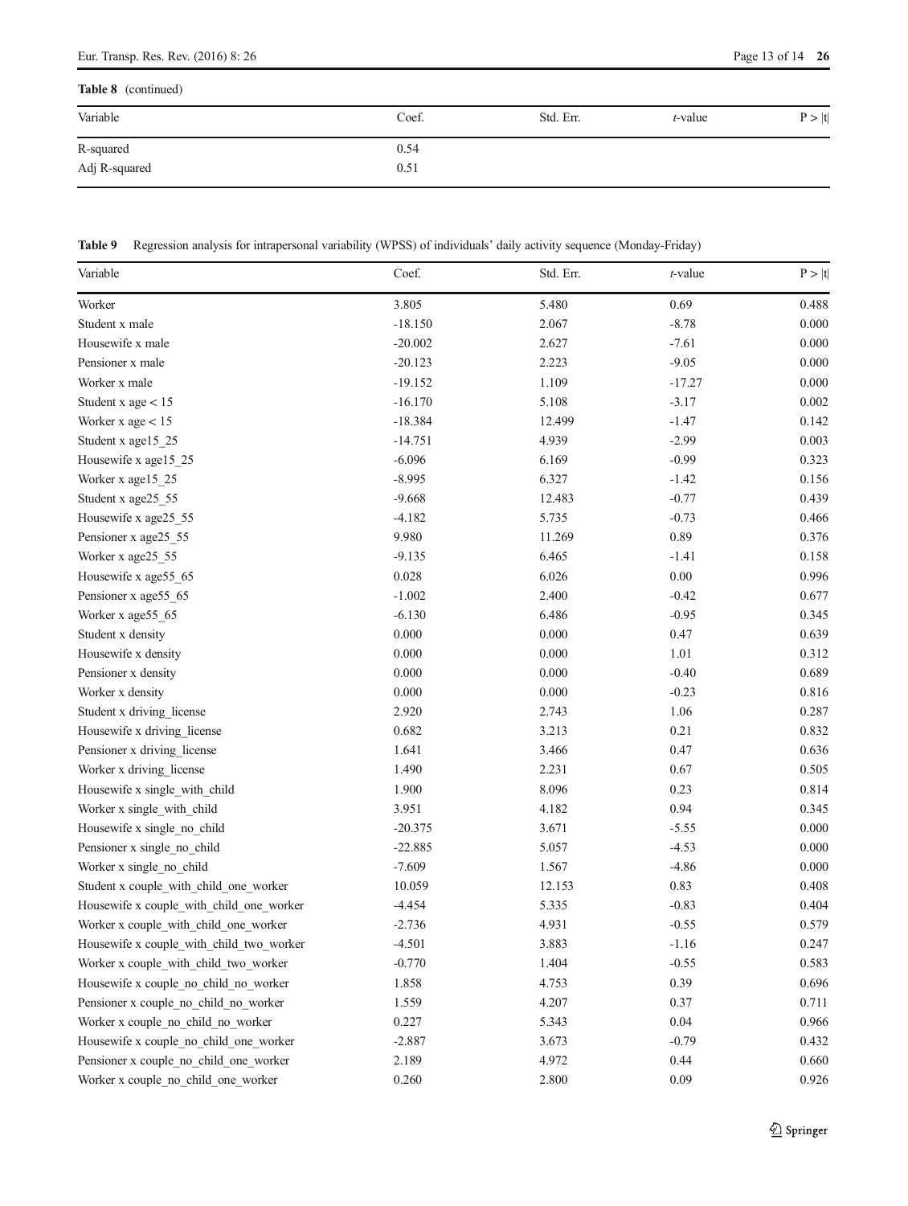**Table 8** (continued)

| Variable | Coef. | Std. Err. | *t*-value | P > \|t\| |
|---|---|---|---|---|
| R-squared | 0.54 | | | |
| Adj R-squared | 0.51 | | | |

**Table 9** Regression analysis for intrapersonal variability (WPSS) of individuals' daily activity sequence (Monday-Friday)

| Variable | Coef. | Std. Err. | *t*-value | P > \|t\| |
|---|---|---|---|---|
| Worker | 3.805 | 5.480 | 0.69 | 0.488 |
| Student x male | -18.150 | 2.067 | -8.78 | 0.000 |
| Housewife x male | -20.002 | 2.627 | -7.61 | 0.000 |
| Pensioner x male | -20.123 | 2.223 | -9.05 | 0.000 |
| Worker x male | -19.152 | 1.109 | -17.27 | 0.000 |
| Student x age < 15 | -16.170 | 5.108 | -3.17 | 0.002 |
| Worker x age < 15 | -18.384 | 12.499 | -1.47 | 0.142 |
| Student x age15_25 | -14.751 | 4.939 | -2.99 | 0.003 |
| Housewife x age15_25 | -6.096 | 6.169 | -0.99 | 0.323 |
| Worker x age15_25 | -8.995 | 6.327 | -1.42 | 0.156 |
| Student x age25_55 | -9.668 | 12.483 | -0.77 | 0.439 |
| Housewife x age25_55 | -4.182 | 5.735 | -0.73 | 0.466 |
| Pensioner x age25_55 | 9.980 | 11.269 | 0.89 | 0.376 |
| Worker x age25_55 | -9.135 | 6.465 | -1.41 | 0.158 |
| Housewife x age55_65 | 0.028 | 6.026 | 0.00 | 0.996 |
| Pensioner x age55_65 | -1.002 | 2.400 | -0.42 | 0.677 |
| Worker x age55_65 | -6.130 | 6.486 | -0.95 | 0.345 |
| Student x density | 0.000 | 0.000 | 0.47 | 0.639 |
| Housewife x density | 0.000 | 0.000 | 1.01 | 0.312 |
| Pensioner x density | 0.000 | 0.000 | -0.40 | 0.689 |
| Worker x density | 0.000 | 0.000 | -0.23 | 0.816 |
| Student x driving_license | 2.920 | 2.743 | 1.06 | 0.287 |
| Housewife x driving_license | 0.682 | 3.213 | 0.21 | 0.832 |
| Pensioner x driving_license | 1.641 | 3.466 | 0.47 | 0.636 |
| Worker x driving_license | 1.490 | 2.231 | 0.67 | 0.505 |
| Housewife x single_with_child | 1.900 | 8.096 | 0.23 | 0.814 |
| Worker x single_with_child | 3.951 | 4.182 | 0.94 | 0.345 |
| Housewife x single_no_child | -20.375 | 3.671 | -5.55 | 0.000 |
| Pensioner x single_no_child | -22.885 | 5.057 | -4.53 | 0.000 |
| Worker x single_no_child | -7.609 | 1.567 | -4.86 | 0.000 |
| Student x couple_with_child_one_worker | 10.059 | 12.153 | 0.83 | 0.408 |
| Housewife x couple_with_child_one_worker | -4.454 | 5.335 | -0.83 | 0.404 |
| Worker x couple_with_child_one_worker | -2.736 | 4.931 | -0.55 | 0.579 |
| Housewife x couple_with_child_two_worker | -4.501 | 3.883 | -1.16 | 0.247 |
| Worker x couple_with_child_two_worker | -0.770 | 1.404 | -0.55 | 0.583 |
| Housewife x couple_no_child_no_worker | 1.858 | 4.753 | 0.39 | 0.696 |
| Pensioner x couple_no_child_no_worker | 1.559 | 4.207 | 0.37 | 0.711 |
| Worker x couple_no_child_no_worker | 0.227 | 5.343 | 0.04 | 0.966 |
| Housewife x couple_no_child_one_worker | -2.887 | 3.673 | -0.79 | 0.432 |
| Pensioner x couple_no_child_one_worker | 2.189 | 4.972 | 0.44 | 0.660 |
| Worker x couple_no_child_one_worker | 0.260 | 2.800 | 0.09 | 0.926 |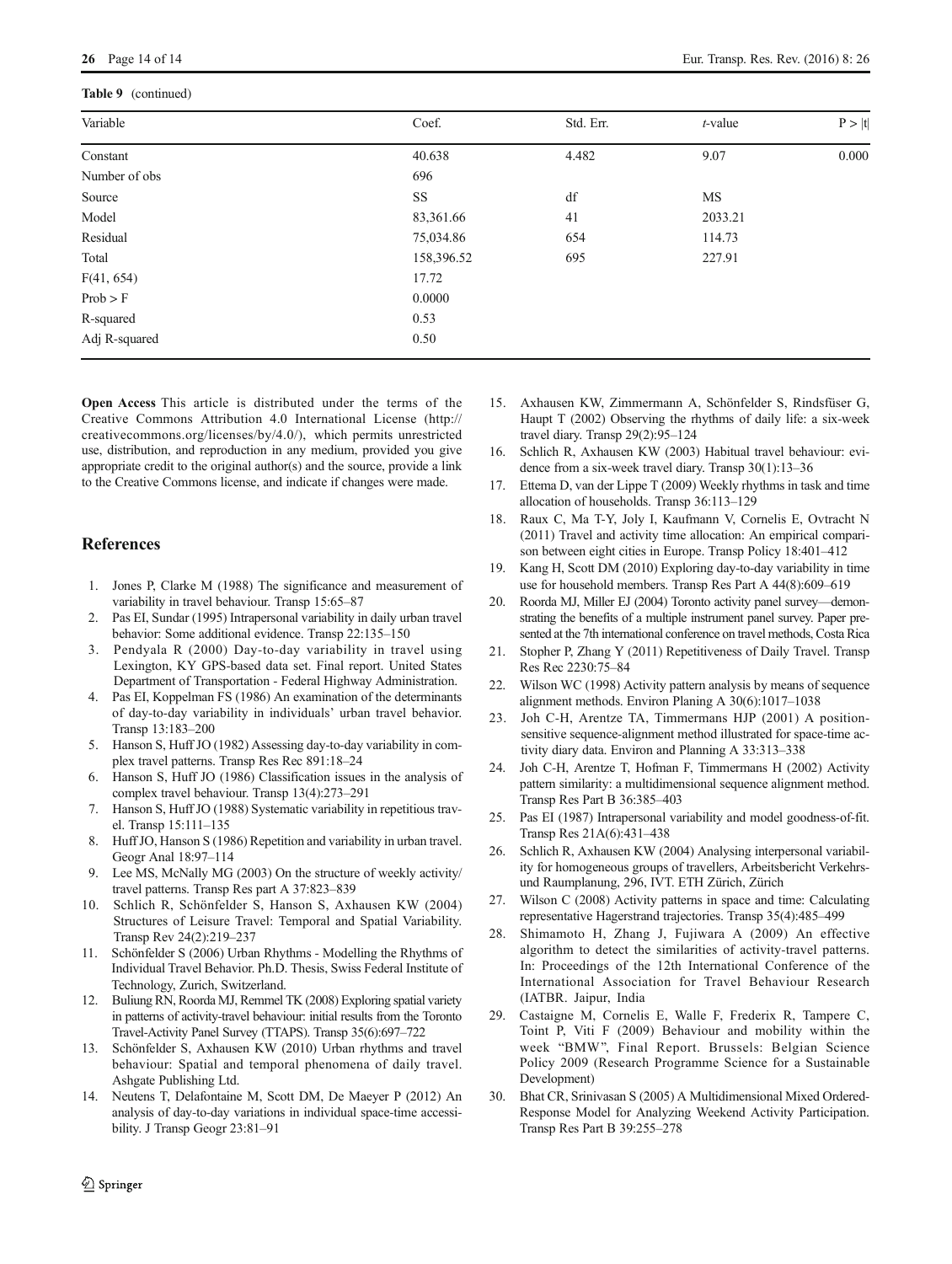**Table 9** (continued)

| Variable | Coef. | Std. Err. | *t*-value | P > \|t\| |
|---|---|---|---|---|
| Constant | 40.638 | 4.482 | 9.07 | 0.000 |
| Number of obs | 696 | | | |
| Source | SS | df | MS | |
| Model | 83,361.66 | 41 | 2033.21 | |
| Residual | 75,034.86 | 654 | 114.73 | |
| Total | 158,396.52 | 695 | 227.91 | |
| F(41, 654) | 17.72 | | | |
| Prob > F | 0.0000 | | | |
| R-squared | 0.53 | | | |
| Adj R-squared | 0.50 | | | |

**Open Access** This article is distributed under the terms of the Creative Commons Attribution 4.0 International License (http://creativecommons.org/licenses/by/4.0/), which permits unrestricted use, distribution, and reproduction in any medium, provided you give appropriate credit to the original author(s) and the source, provide a link to the Creative Commons license, and indicate if changes were made.

## References

1. Jones P, Clarke M (1988) The significance and measurement of variability in travel behaviour. Transp 15:65–87
2. Pas EI, Sundar (1995) Intrapersonal variability in daily urban travel behavior: Some additional evidence. Transp 22:135–150
3. Pendyala R (2000) Day-to-day variability in travel using Lexington, KY GPS-based data set. Final report. United States Department of Transportation - Federal Highway Administration.
4. Pas EI, Koppelman FS (1986) An examination of the determinants of day-to-day variability in individuals' urban travel behavior. Transp 13:183–200
5. Hanson S, Huff JO (1982) Assessing day-to-day variability in complex travel patterns. Transp Res Rec 891:18–24
6. Hanson S, Huff JO (1986) Classification issues in the analysis of complex travel behaviour. Transp 13(4):273–291
7. Hanson S, Huff JO (1988) Systematic variability in repetitious travel. Transp 15:111–135
8. Huff JO, Hanson S (1986) Repetition and variability in urban travel. Geogr Anal 18:97–114
9. Lee MS, McNally MG (2003) On the structure of weekly activity/travel patterns. Transp Res part A 37:823–839
10. Schlich R, Schönfelder S, Hanson S, Axhausen KW (2004) Structures of Leisure Travel: Temporal and Spatial Variability. Transp Rev 24(2):219–237
11. Schönfelder S (2006) Urban Rhythms - Modelling the Rhythms of Individual Travel Behavior. Ph.D. Thesis, Swiss Federal Institute of Technology, Zurich, Switzerland.
12. Buliung RN, Roorda MJ, Remmel TK (2008) Exploring spatial variety in patterns of activity-travel behaviour: initial results from the Toronto Travel-Activity Panel Survey (TTAPS). Transp 35(6):697–722
13. Schönfelder S, Axhausen KW (2010) Urban rhythms and travel behaviour: Spatial and temporal phenomena of daily travel. Ashgate Publishing Ltd.
14. Neutens T, Delafontaine M, Scott DM, De Maeyer P (2012) An analysis of day-to-day variations in individual space-time accessibility. J Transp Geogr 23:81–91
15. Axhausen KW, Zimmermann A, Schönfelder S, Rindsfüser G, Haupt T (2002) Observing the rhythms of daily life: a six-week travel diary. Transp 29(2):95–124
16. Schlich R, Axhausen KW (2003) Habitual travel behaviour: evidence from a six-week travel diary. Transp 30(1):13–36
17. Ettema D, van der Lippe T (2009) Weekly rhythms in task and time allocation of households. Transp 36:113–129
18. Raux C, Ma T-Y, Joly I, Kaufmann V, Cornelis E, Ovtracht N (2011) Travel and activity time allocation: An empirical comparison between eight cities in Europe. Transp Policy 18:401–412
19. Kang H, Scott DM (2010) Exploring day-to-day variability in time use for household members. Transp Res Part A 44(8):609–619
20. Roorda MJ, Miller EJ (2004) Toronto activity panel survey—demonstrating the benefits of a multiple instrument panel survey. Paper presented at the 7th international conference on travel methods, Costa Rica
21. Stopher P, Zhang Y (2011) Repetitiveness of Daily Travel. Transp Res Rec 2230:75–84
22. Wilson WC (1998) Activity pattern analysis by means of sequence alignment methods. Environ Planing A 30(6):1017–1038
23. Joh C-H, Arentze TA, Timmermans HJP (2001) A position-sensitive sequence-alignment method illustrated for space-time activity diary data. Environ and Planning A 33:313–338
24. Joh C-H, Arentze T, Hofman F, Timmermans H (2002) Activity pattern similarity: a multidimensional sequence alignment method. Transp Res Part B 36:385–403
25. Pas EI (1987) Intrapersonal variability and model goodness-of-fit. Transp Res 21A(6):431–438
26. Schlich R, Axhausen KW (2004) Analysing interpersonal variability for homogeneous groups of travellers, Arbeitsbericht Verkehrs- und Raumplanung, 296, IVT. ETH Zürich, Zürich
27. Wilson C (2008) Activity patterns in space and time: Calculating representative Hagerstrand trajectories. Transp 35(4):485–499
28. Shimamoto H, Zhang J, Fujiwara A (2009) An effective algorithm to detect the similarities of activity-travel patterns. In: Proceedings of the 12th International Conference of the International Association for Travel Behaviour Research (IATBR. Jaipur, India
29. Castaigne M, Cornelis E, Walle F, Frederix R, Tampere C, Toint P, Viti F (2009) Behaviour and mobility within the week "BMW", Final Report. Brussels: Belgian Science Policy 2009 (Research Programme Science for a Sustainable Development)
30. Bhat CR, Srinivasan S (2005) A Multidimensional Mixed Ordered-Response Model for Analyzing Weekend Activity Participation. Transp Res Part B 39:255–278